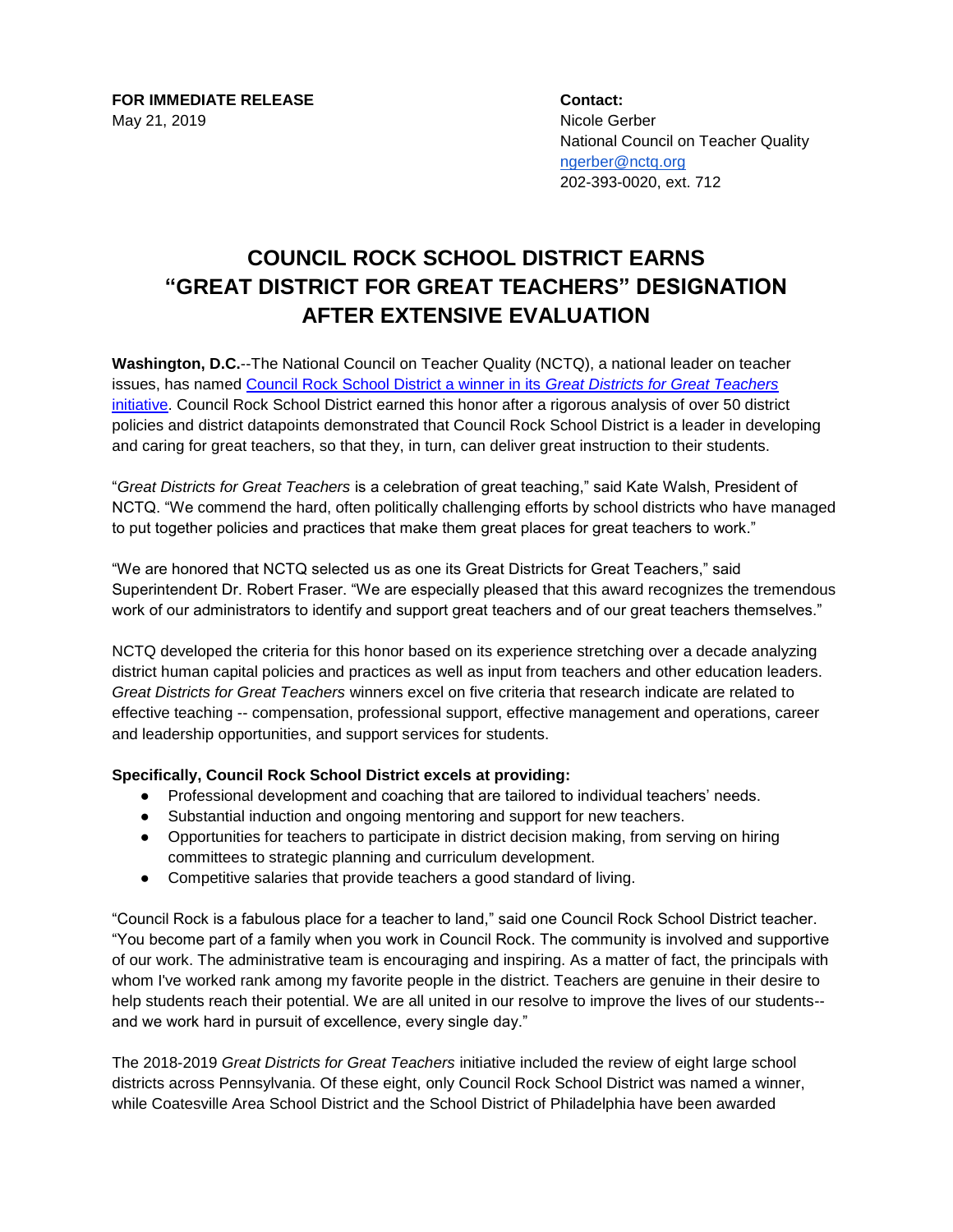**FOR IMMEDIATE RELEASE**
May 21, 2019

**Contact:**
Nicole Gerber
National Council on Teacher Quality
ngerber@nctq.org
202-393-0020, ext. 712

# COUNCIL ROCK SCHOOL DISTRICT EARNS "GREAT DISTRICT FOR GREAT TEACHERS" DESIGNATION AFTER EXTENSIVE EVALUATION

**Washington, D.C.**--The National Council on Teacher Quality (NCTQ), a national leader on teacher issues, has named Council Rock School District a winner in its *Great Districts for Great Teachers* initiative. Council Rock School District earned this honor after a rigorous analysis of over 50 district policies and district datapoints demonstrated that Council Rock School District is a leader in developing and caring for great teachers, so that they, in turn, can deliver great instruction to their students.

"*Great Districts for Great Teachers* is a celebration of great teaching," said Kate Walsh, President of NCTQ. "We commend the hard, often politically challenging efforts by school districts who have managed to put together policies and practices that make them great places for great teachers to work."

"We are honored that NCTQ selected us as one its Great Districts for Great Teachers," said Superintendent Dr. Robert Fraser. "We are especially pleased that this award recognizes the tremendous work of our administrators to identify and support great teachers and of our great teachers themselves."

NCTQ developed the criteria for this honor based on its experience stretching over a decade analyzing district human capital policies and practices as well as input from teachers and other education leaders. *Great Districts for Great Teachers* winners excel on five criteria that research indicate are related to effective teaching -- compensation, professional support, effective management and operations, career and leadership opportunities, and support services for students.

**Specifically, Council Rock School District excels at providing:**

- Professional development and coaching that are tailored to individual teachers' needs.
- Substantial induction and ongoing mentoring and support for new teachers.
- Opportunities for teachers to participate in district decision making, from serving on hiring committees to strategic planning and curriculum development.
- Competitive salaries that provide teachers a good standard of living.

"Council Rock is a fabulous place for a teacher to land," said one Council Rock School District teacher. "You become part of a family when you work in Council Rock. The community is involved and supportive of our work. The administrative team is encouraging and inspiring. As a matter of fact, the principals with whom I've worked rank among my favorite people in the district. Teachers are genuine in their desire to help students reach their potential. We are all united in our resolve to improve the lives of our students--and we work hard in pursuit of excellence, every single day."

The 2018-2019 *Great Districts for Great Teachers* initiative included the review of eight large school districts across Pennsylvania. Of these eight, only Council Rock School District was named a winner, while Coatesville Area School District and the School District of Philadelphia have been awarded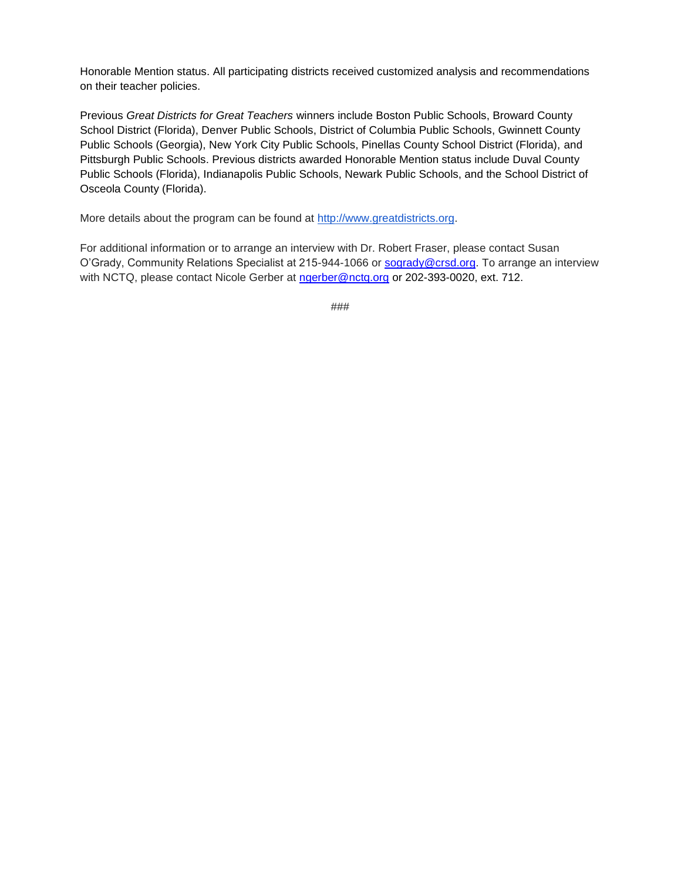Honorable Mention status. All participating districts received customized analysis and recommendations on their teacher policies.

Previous *Great Districts for Great Teachers* winners include Boston Public Schools, Broward County School District (Florida), Denver Public Schools, District of Columbia Public Schools, Gwinnett County Public Schools (Georgia), New York City Public Schools, Pinellas County School District (Florida), and Pittsburgh Public Schools. Previous districts awarded Honorable Mention status include Duval County Public Schools (Florida), Indianapolis Public Schools, Newark Public Schools, and the School District of Osceola County (Florida).

More details about the program can be found at [http://www.greatdistricts.org](http://www.greatdistricts.org).

For additional information or to arrange an interview with Dr. Robert Fraser, please contact Susan O'Grady, Community Relations Specialist at 215-944-1066 or [sogrady@crsd.org](mailto:sogrady@crsd.org). To arrange an interview with NCTQ, please contact Nicole Gerber at [ngerber@nctq.org](mailto:ngerber@nctq.org) or 202-393-0020, ext. 712.

###